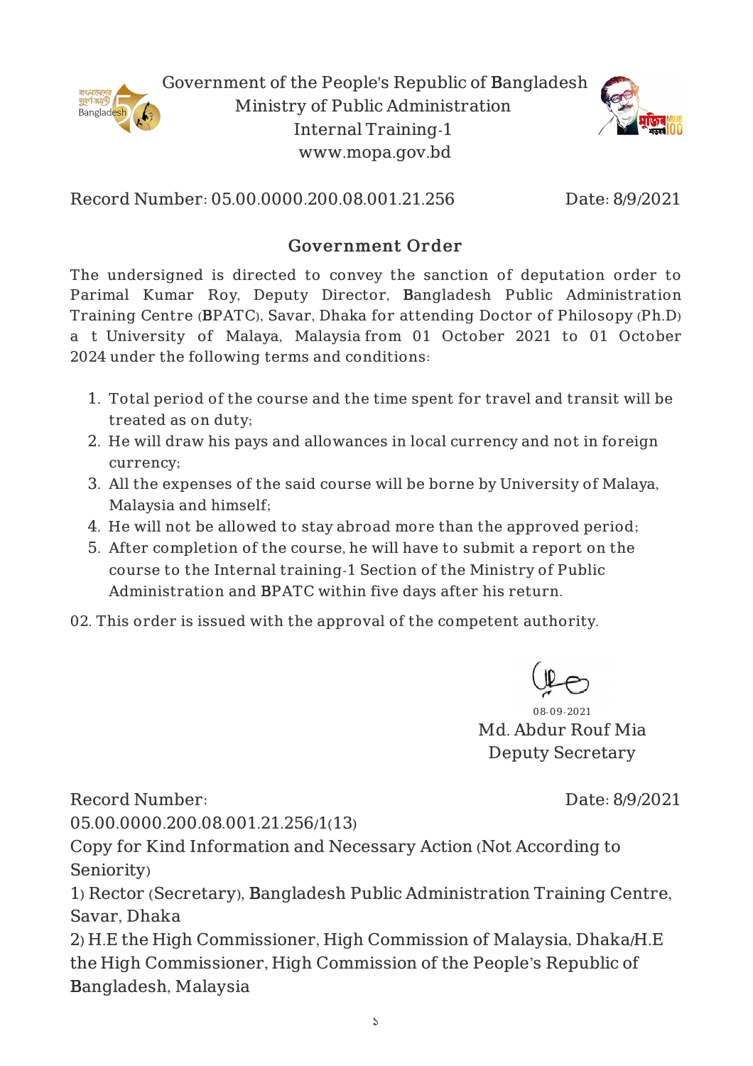Government of the People's Republic of Bangladesh
Ministry of Public Administration
Internal Training-1
www.mopa.gov.bd

Record Number: 05.00.0000.200.08.001.21.256 Date: 8/9/2021

## Government Order

The undersigned is directed to convey the sanction of deputation order to Parimal Kumar Roy, Deputy Director, Bangladesh Public Administration Training Centre (BPATC), Savar, Dhaka for attending Doctor of Philosopy (Ph.D) a t University of Malaya, Malaysia from 01 October 2021 to 01 October 2024 under the following terms and conditions:

1. Total period of the course and the time spent for travel and transit will be treated as on duty;
2. He will draw his pays and allowances in local currency and not in foreign currency;
3. All the expenses of the said course will be borne by University of Malaya, Malaysia and himself;
4. He will not be allowed to stay abroad more than the approved period;
5. After completion of the course, he will have to submit a report on the course to the Internal training-1 Section of the Ministry of Public Administration and BPATC within five days after his return.

02. This order is issued with the approval of the competent authority.

08-09-2021
Md. Abdur Rouf Mia
Deputy Secretary

Record Number: 05.00.0000.200.08.001.21.256/1(13) Date: 8/9/2021

Copy for Kind Information and Necessary Action (Not According to Seniority)

1) Rector (Secretary), Bangladesh Public Administration Training Centre, Savar, Dhaka
2) H.E the High Commissioner, High Commission of Malaysia, Dhaka/H.E the High Commissioner, High Commission of the People's Republic of Bangladesh, Malaysia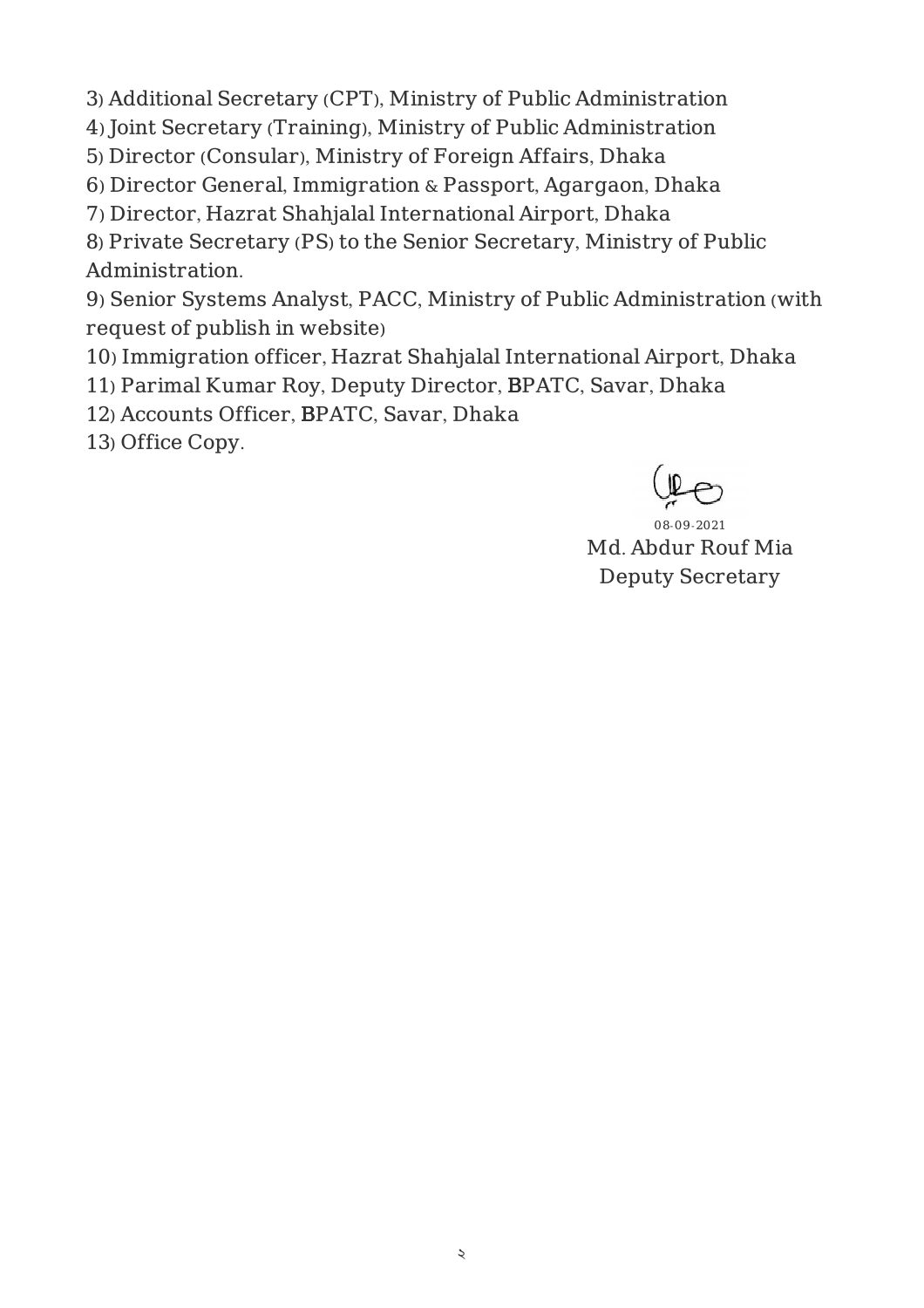3) Additional Secretary (CPT), Ministry of Public Administration
4) Joint Secretary (Training), Ministry of Public Administration
5) Director (Consular), Ministry of Foreign Affairs, Dhaka
6) Director General, Immigration & Passport, Agargaon, Dhaka
7) Director, Hazrat Shahjalal International Airport, Dhaka
8) Private Secretary (PS) to the Senior Secretary, Ministry of Public Administration.
9) Senior Systems Analyst, PACC, Ministry of Public Administration (with request of publish in website)
10) Immigration officer, Hazrat Shahjalal International Airport, Dhaka
11) Parimal Kumar Roy, Deputy Director, BPATC, Savar, Dhaka
12) Accounts Officer, BPATC, Savar, Dhaka
13) Office Copy.

08-09-2021
Md. Abdur Rouf Mia
Deputy Secretary